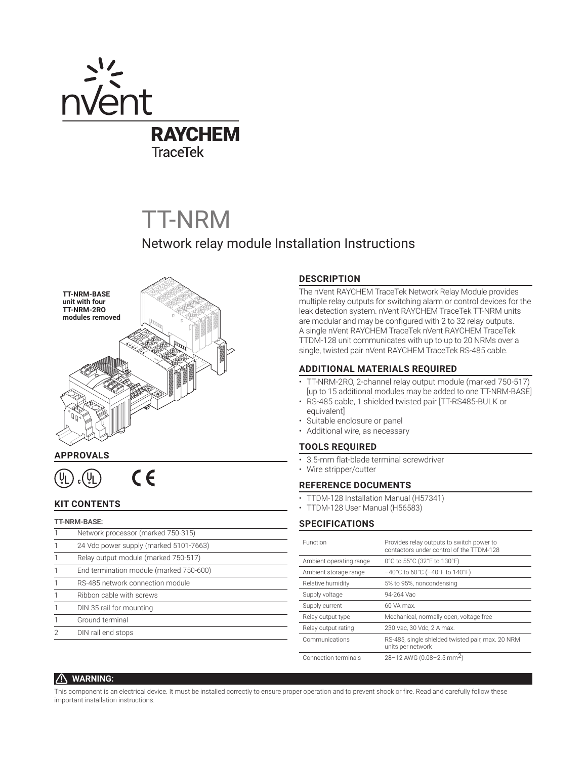# TT-NRM

## Network relay module Installation Instructions

TT-NRM-BASE unit with four TT-NRM-2RO modules removed

## APPROVALS

## KIT CONTENTS

**TT-NRM-BASE:**

| | |
|---|---|
| 1 | Network processor (marked 750-315) |
| 1 | 24 Vdc power supply (marked 5101-7663) |
| 1 | Relay output module (marked 750-517) |
| 1 | End termination module (marked 750-600) |
| 1 | RS-485 network connection module |
| 1 | Ribbon cable with screws |
| 1 | DIN 35 rail for mounting |
| 1 | Ground terminal |
| 2 | DIN rail end stops |

## DESCRIPTION

The nVent RAYCHEM TraceTek Network Relay Module provides multiple relay outputs for switching alarm or control devices for the leak detection system. nVent RAYCHEM TraceTek TT-NRM units are modular and may be configured with 2 to 32 relay outputs. A single nVent RAYCHEM TraceTek nVent RAYCHEM TraceTek TTDM-128 unit communicates with up to up to 20 NRMs over a single, twisted pair nVent RAYCHEM TraceTek RS-485 cable.

## ADDITIONAL MATERIALS REQUIRED

- TT-NRM-2RO, 2-channel relay output module (marked 750-517) [up to 15 additional modules may be added to one TT-NRM-BASE]
- RS-485 cable, 1 shielded twisted pair [TT-RS485-BULK or equivalent]
- Suitable enclosure or panel
- Additional wire, as necessary

## TOOLS REQUIRED

- 3.5-mm flat-blade terminal screwdriver
- Wire stripper/cutter

## REFERENCE DOCUMENTS

- TTDM-128 Installation Manual (H57341)
- TTDM-128 User Manual (H56583)

## SPECIFICATIONS

| | |
|---|---|
| Function | Provides relay outputs to switch power to contactors under control of the TTDM-128 |
| Ambient operating range | 0°C to 55°C (32°F to 130°F) |
| Ambient storage range | –40°C to 60°C (–40°F to 140°F) |
| Relative humidity | 5% to 95%, noncondensing |
| Supply voltage | 94-264 Vac |
| Supply current | 60 VA max. |
| Relay output type | Mechanical, normally open, voltage free |
| Relay output rating | 230 Vac, 30 Vdc, 2 A max. |
| Communications | RS-485, single shielded twisted pair, max. 20 NRM units per network |
| Connection terminals | 28–12 AWG (0.08–2.5 $mm^2$) |

**⚠ WARNING:**

This component is an electrical device. It must be installed correctly to ensure proper operation and to prevent shock or fire. Read and carefully follow these important installation instructions.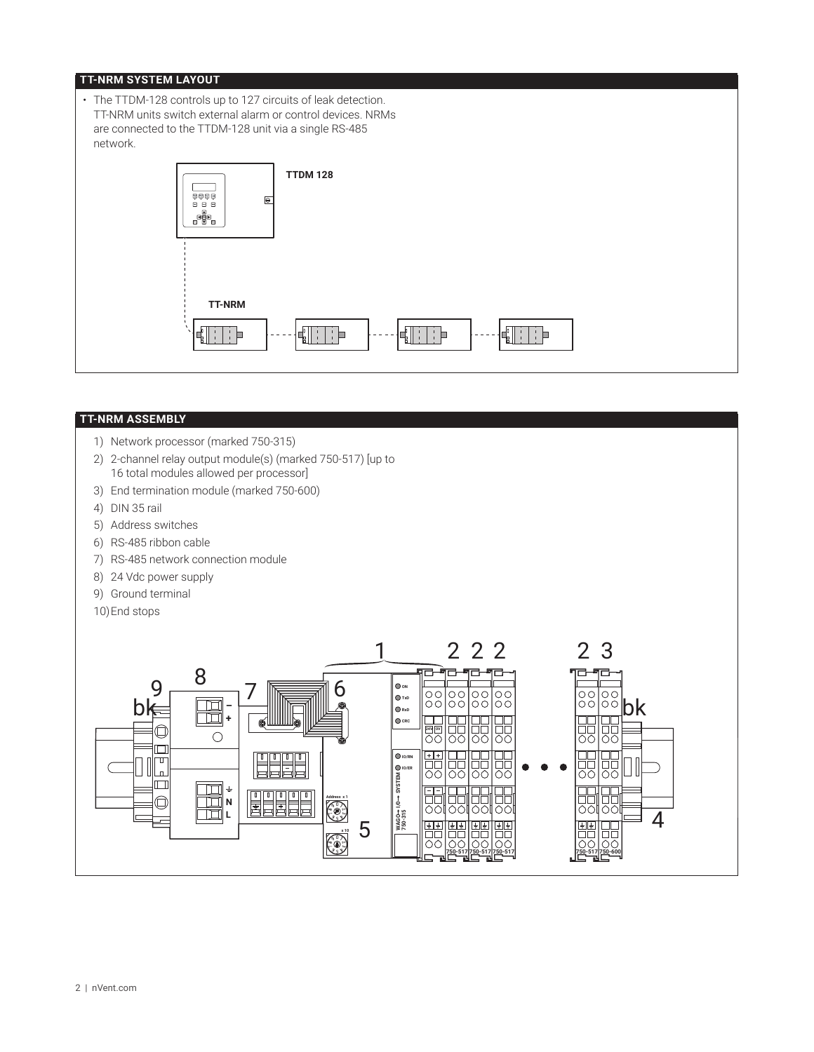## TT-NRM SYSTEM LAYOUT

- The TTDM-128 controls up to 127 circuits of leak detection. TT-NRM units switch external alarm or control devices. NRMs are connected to the TTDM-128 unit via a single RS-485 network.

TTDM 128

TT-NRM

## TT-NRM ASSEMBLY

1) Network processor (marked 750-315)
2) 2-channel relay output module(s) (marked 750-517) [up to 16 total modules allowed per processor]
3) End termination module (marked 750-600)
4) DIN 35 rail
5) Address switches
6) RS-485 ribbon cable
7) RS-485 network connection module
8) 24 Vdc power supply
9) Ground terminal
10) End stops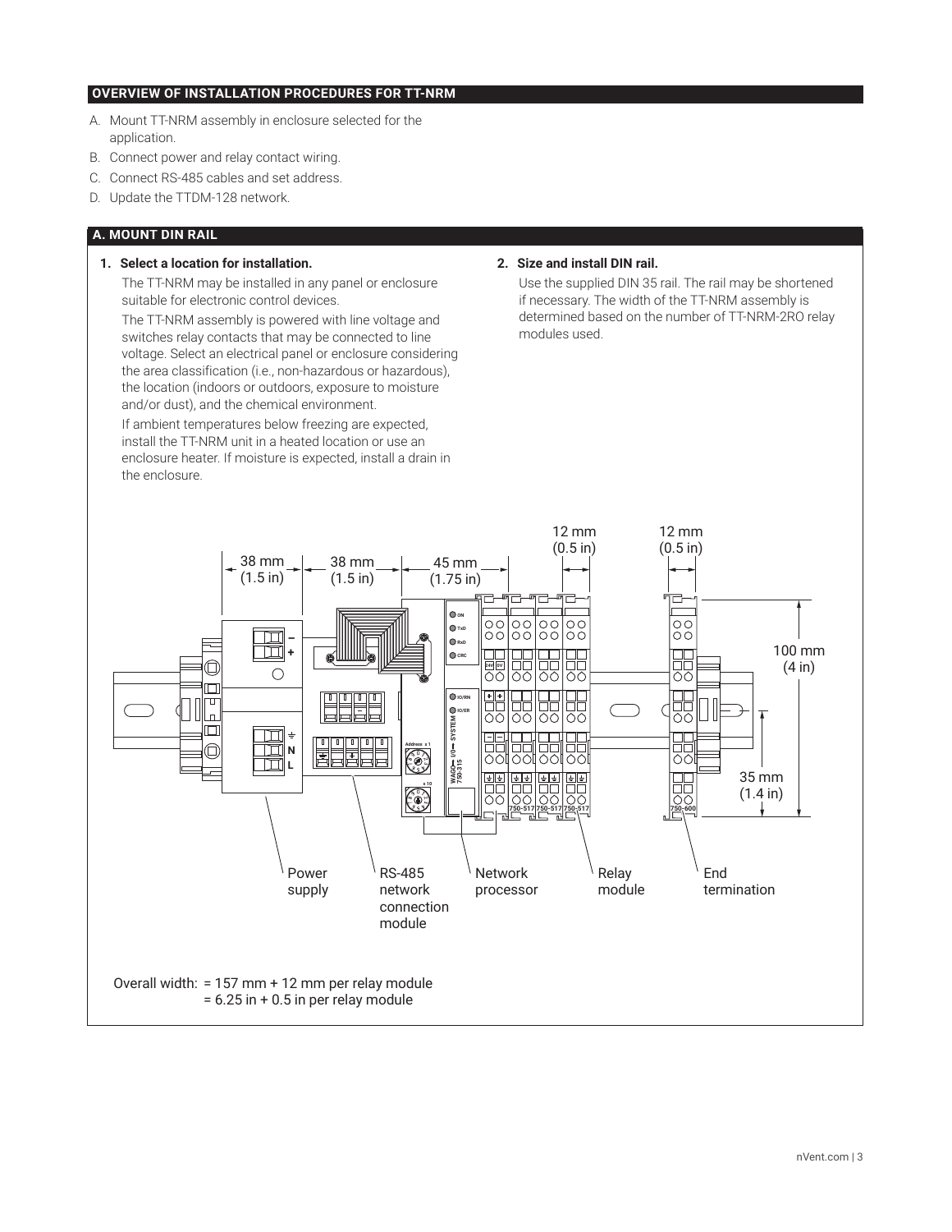## OVERVIEW OF INSTALLATION PROCEDURES FOR TT-NRM

A. Mount TT-NRM assembly in enclosure selected for the application.
B. Connect power and relay contact wiring.
C. Connect RS-485 cables and set address.
D. Update the TTDM-128 network.

## A. MOUNT DIN RAIL

**1. Select a location for installation.**

The TT-NRM may be installed in any panel or enclosure suitable for electronic control devices.

The TT-NRM assembly is powered with line voltage and switches relay contacts that may be connected to line voltage. Select an electrical panel or enclosure considering the area classification (i.e., non-hazardous or hazardous), the location (indoors or outdoors, exposure to moisture and/or dust), and the chemical environment.

If ambient temperatures below freezing are expected, install the TT-NRM unit in a heated location or use an enclosure heater. If moisture is expected, install a drain in the enclosure.

**2. Size and install DIN rail.**

Use the supplied DIN 35 rail. The rail may be shortened if necessary. The width of the TT-NRM assembly is determined based on the number of TT-NRM-2RO relay modules used.

38 mm (1.5 in) | 38 mm (1.5 in) | 45 mm (1.75 in) | 12 mm (0.5 in) | 12 mm (0.5 in) | 100 mm (4 in) | 35 mm (1.4 in)

Power supply | RS-485 network connection module | Network processor | Relay module | End termination

Overall width: = 157 mm + 12 mm per relay module
= 6.25 in + 0.5 in per relay module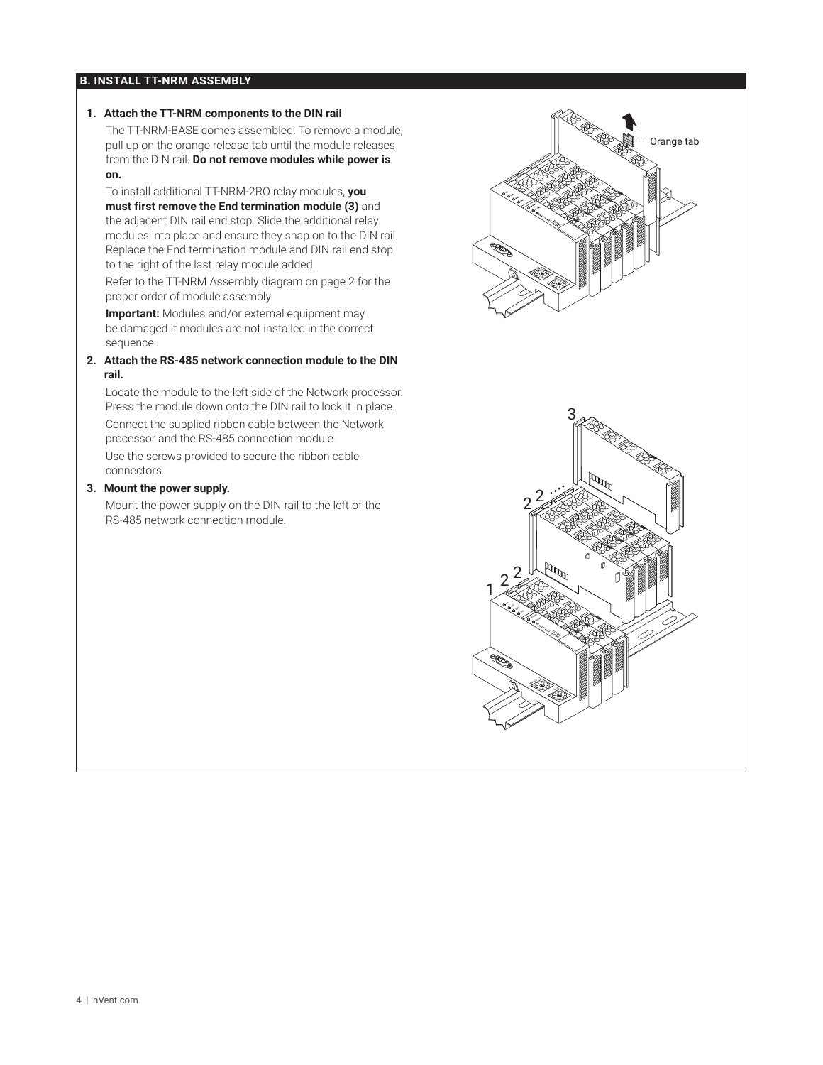## B. INSTALL TT-NRM ASSEMBLY

1. **Attach the TT-NRM components to the DIN rail**

   The TT-NRM-BASE comes assembled. To remove a module, pull up on the orange release tab until the module releases from the DIN rail. **Do not remove modules while power is on.**

   To install additional TT-NRM-2RO relay modules, **you must first remove the End termination module (3)** and the adjacent DIN rail end stop. Slide the additional relay modules into place and ensure they snap on to the DIN rail. Replace the End termination module and DIN rail end stop to the right of the last relay module added.

   Refer to the TT-NRM Assembly diagram on page 2 for the proper order of module assembly.

   **Important:** Modules and/or external equipment may be damaged if modules are not installed in the correct sequence.

2. **Attach the RS-485 network connection module to the DIN rail.**

   Locate the module to the left side of the Network processor. Press the module down onto the DIN rail to lock it in place.

   Connect the supplied ribbon cable between the Network processor and the RS-485 connection module.

   Use the screws provided to secure the ribbon cable connectors.

3. **Mount the power supply.**

   Mount the power supply on the DIN rail to the left of the RS-485 network connection module.

Orange tab

3

2 2 ....

1 2 2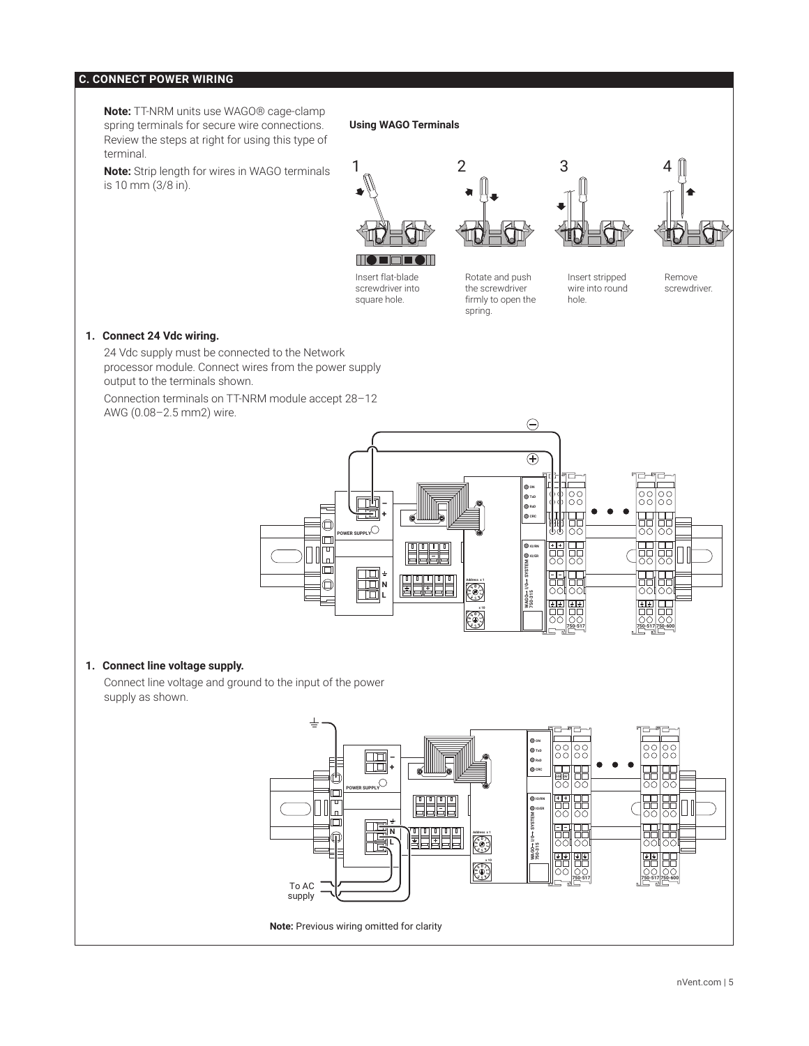## C. CONNECT POWER WIRING

**Note:** TT-NRM units use WAGO® cage-clamp spring terminals for secure wire connections. Review the steps at right for using this type of terminal.

**Note:** Strip length for wires in WAGO terminals is 10 mm (3/8 in).

**Using WAGO Terminals**

1. Insert flat-blade screwdriver into square hole.
2. Rotate and push the screwdriver firmly to open the spring.
3. Insert stripped wire into round hole.
4. Remove screwdriver.

**1. Connect 24 Vdc wiring.**

24 Vdc supply must be connected to the Network processor module. Connect wires from the power supply output to the terminals shown.

Connection terminals on TT-NRM module accept 28–12 AWG (0.08–2.5 mm2) wire.

**1. Connect line voltage supply.**

Connect line voltage and ground to the input of the power supply as shown.

To AC supply

**Note:** Previous wiring omitted for clarity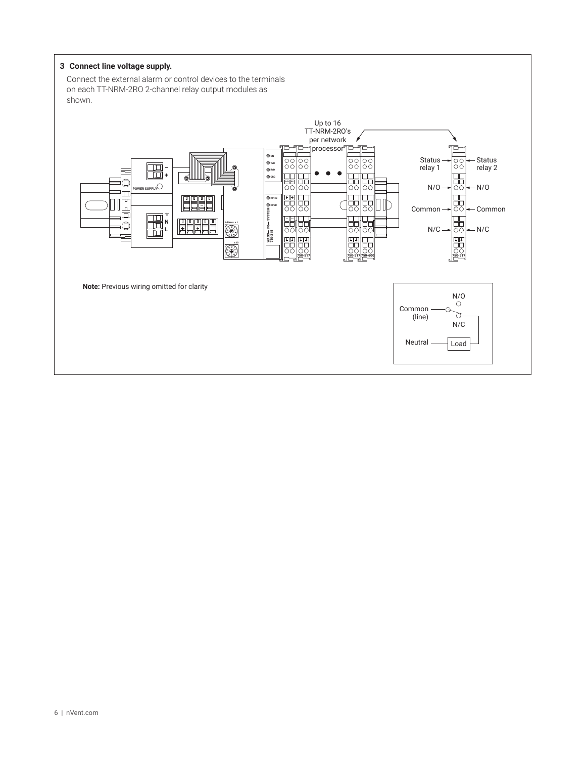### 3 Connect line voltage supply.

Connect the external alarm or control devices to the terminals on each TT-NRM-2RO 2-channel relay output modules as shown.

Up to 16 TT-NRM-2RO's per network processor

Status relay 1

Status relay 2

N/O

Common

N/C

**Note:** Previous wiring omitted for clarity

N/O

Common (line)

N/C

Neutral

Load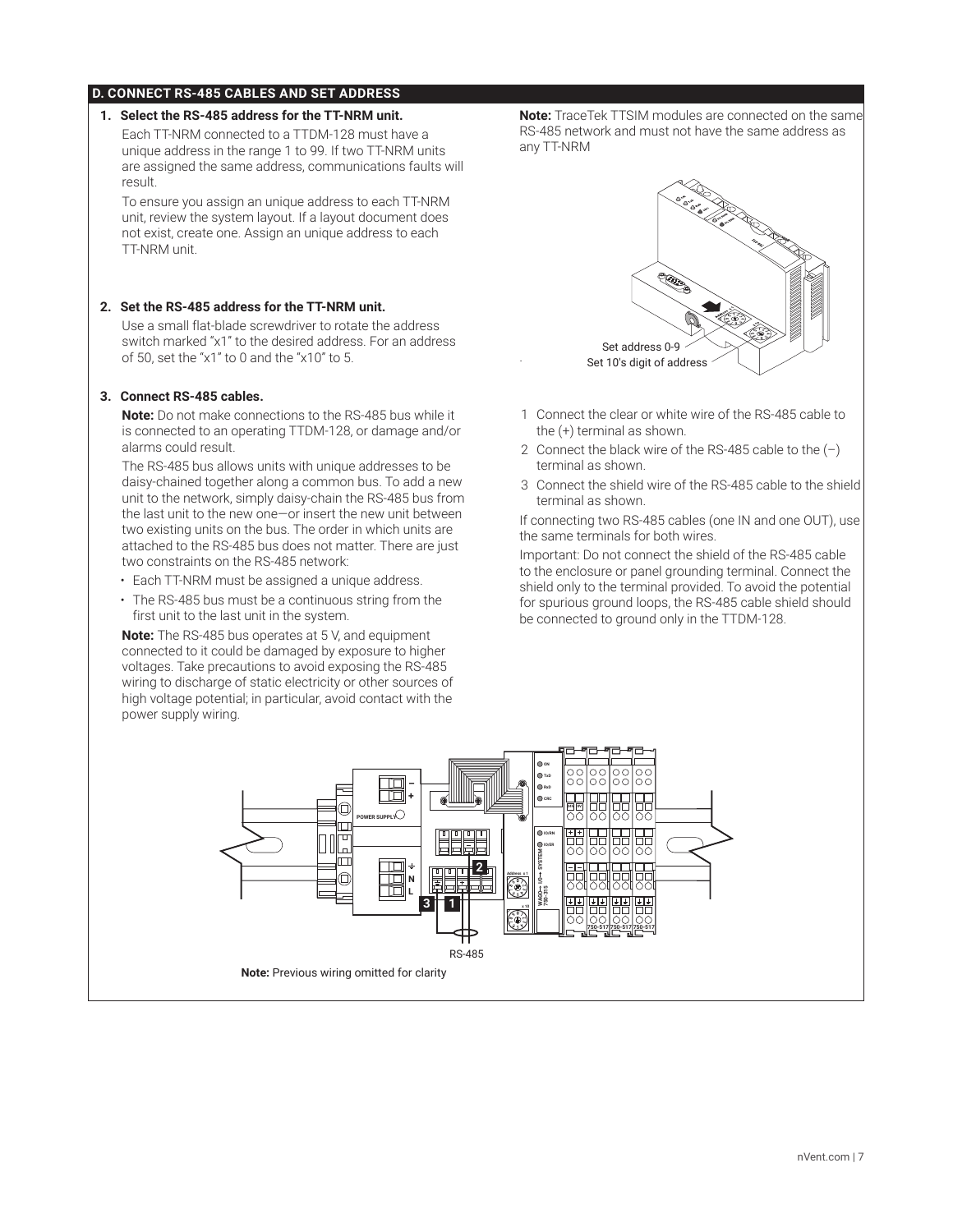## D. CONNECT RS-485 CABLES AND SET ADDRESS

**1. Select the RS-485 address for the TT-NRM unit.**

Each TT-NRM connected to a TTDM-128 must have a unique address in the range 1 to 99. If two TT-NRM units are assigned the same address, communications faults will result.

To ensure you assign an unique address to each TT-NRM unit, review the system layout. If a layout document does not exist, create one. Assign an unique address to each TT-NRM unit.

**2. Set the RS-485 address for the TT-NRM unit.**

Use a small flat-blade screwdriver to rotate the address switch marked "x1" to the desired address. For an address of 50, set the "x1" to 0 and the "x10" to 5.

**3. Connect RS-485 cables.**

**Note:** Do not make connections to the RS-485 bus while it is connected to an operating TTDM-128, or damage and/or alarms could result.

The RS-485 bus allows units with unique addresses to be daisy-chained together along a common bus. To add a new unit to the network, simply daisy-chain the RS-485 bus from the last unit to the new one—or insert the new unit between two existing units on the bus. The order in which units are attached to the RS-485 bus does not matter. There are just two constraints on the RS-485 network:

- Each TT-NRM must be assigned a unique address.
- The RS-485 bus must be a continuous string from the first unit to the last unit in the system.

**Note:** The RS-485 bus operates at 5 V, and equipment connected to it could be damaged by exposure to higher voltages. Take precautions to avoid exposing the RS-485 wiring to discharge of static electricity or other sources of high voltage potential; in particular, avoid contact with the power supply wiring.

**Note:** TraceTek TTSIM modules are connected on the same RS-485 network and must not have the same address as any TT-NRM

Set address 0-9

Set 10's digit of address

1 Connect the clear or white wire of the RS-485 cable to the (+) terminal as shown.

2 Connect the black wire of the RS-485 cable to the (–) terminal as shown.

3 Connect the shield wire of the RS-485 cable to the shield terminal as shown.

If connecting two RS-485 cables (one IN and one OUT), use the same terminals for both wires.

Important: Do not connect the shield of the RS-485 cable to the enclosure or panel grounding terminal. Connect the shield only to the terminal provided. To avoid the potential for spurious ground loops, the RS-485 cable shield should be connected to ground only in the TTDM-128.

RS-485

**Note:** Previous wiring omitted for clarity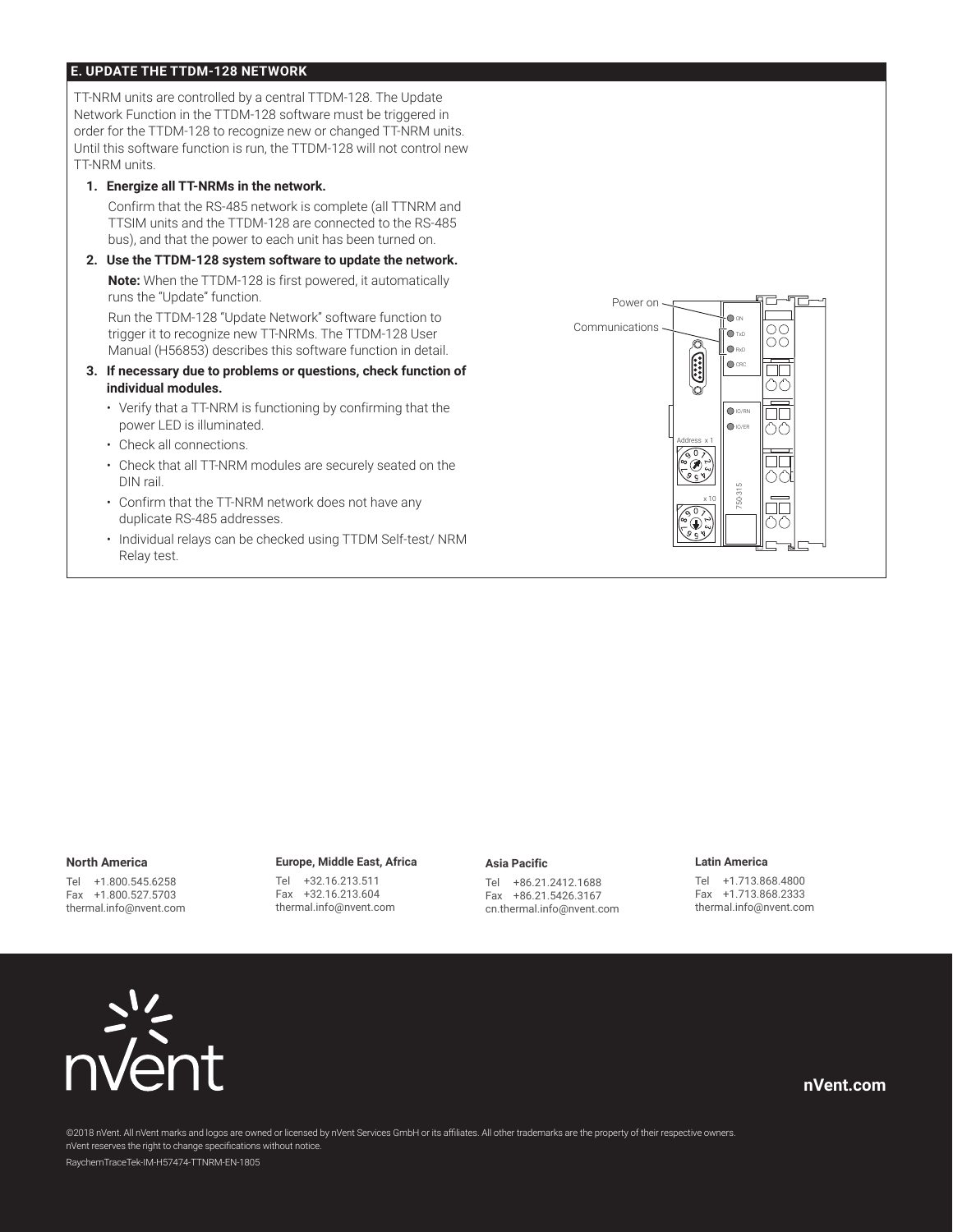## E. UPDATE THE TTDM-128 NETWORK

TT-NRM units are controlled by a central TTDM-128. The Update Network Function in the TTDM-128 software must be triggered in order for the TTDM-128 to recognize new or changed TT-NRM units. Until this software function is run, the TTDM-128 will not control new TT-NRM units.

1. **Energize all TT-NRMs in the network.**

   Confirm that the RS-485 network is complete (all TTNRM and TTSIM units and the TTDM-128 are connected to the RS-485 bus), and that the power to each unit has been turned on.

2. **Use the TTDM-128 system software to update the network.**

   **Note:** When the TTDM-128 is first powered, it automatically runs the "Update" function.

   Run the TTDM-128 "Update Network" software function to trigger it to recognize new TT-NRMs. The TTDM-128 User Manual (H56853) describes this software function in detail.

3. **If necessary due to problems or questions, check function of individual modules.**

   - Verify that a TT-NRM is functioning by confirming that the power LED is illuminated.
   - Check all connections.
   - Check that all TT-NRM modules are securely seated on the DIN rail.
   - Confirm that the TT-NRM network does not have any duplicate RS-485 addresses.
   - Individual relays can be checked using TTDM Self-test/ NRM Relay test.

Power on
Communications
ON
TxD
RxD
CRC
IO/RN
IO/ER
Address x 1
x 10
750-315

**North America**
Tel +1.800.545.6258
Fax +1.800.527.5703
thermal.info@nvent.com

**Europe, Middle East, Africa**
Tel +32.16.213.511
Fax +32.16.213.604
thermal.info@nvent.com

**Asia Pacific**
Tel +86.21.2412.1688
Fax +86.21.5426.3167
cn.thermal.info@nvent.com

**Latin America**
Tel +1.713.868.4800
Fax +1.713.868.2333
thermal.info@nvent.com

nVent

**nVent.com**

©2018 nVent. All nVent marks and logos are owned or licensed by nVent Services GmbH or its affiliates. All other trademarks are the property of their respective owners. nVent reserves the right to change specifications without notice.

RaychemTraceTek-IM-H57474-TTNRM-EN-1805